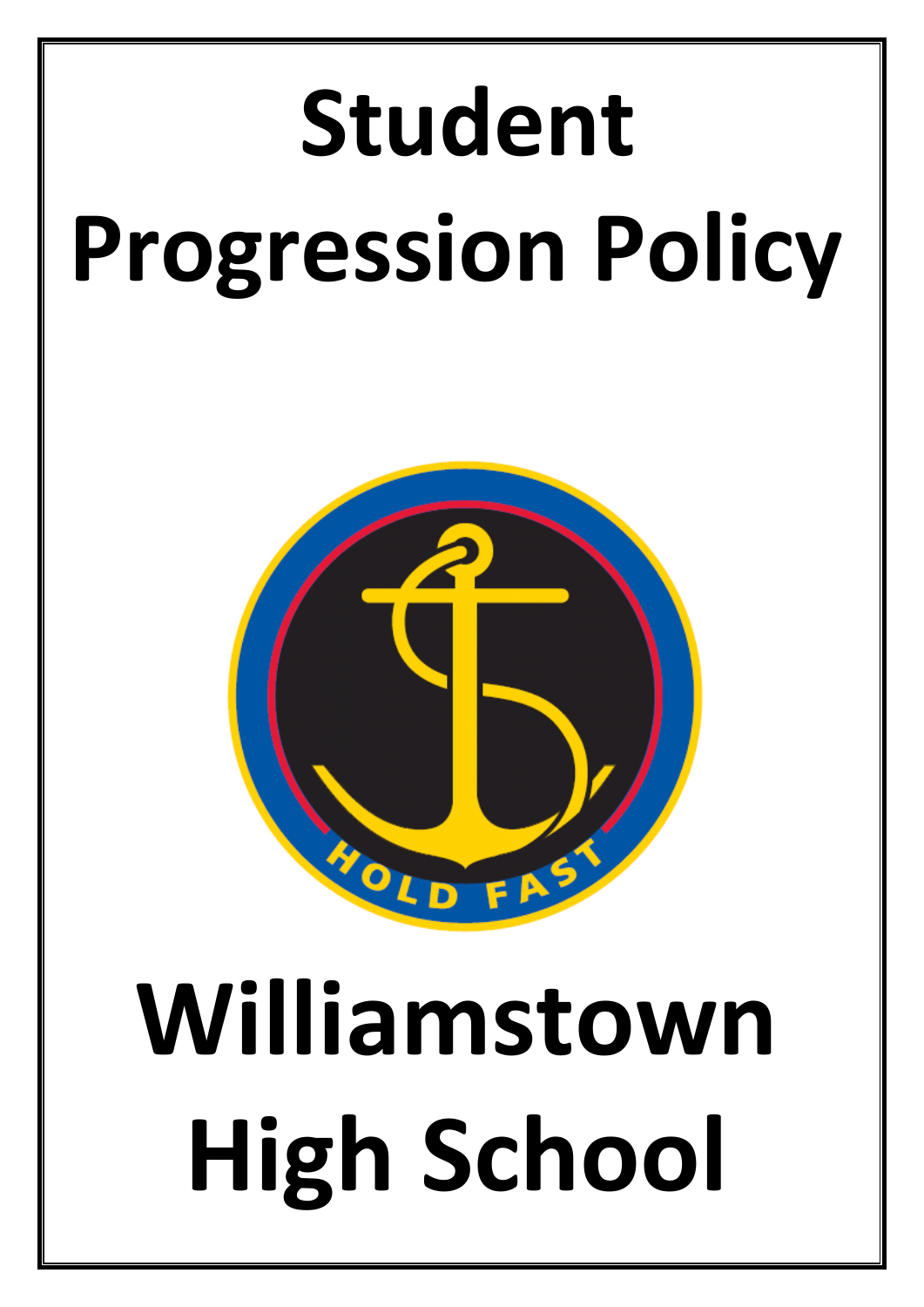# Student Progression Policy

# Williamstown High School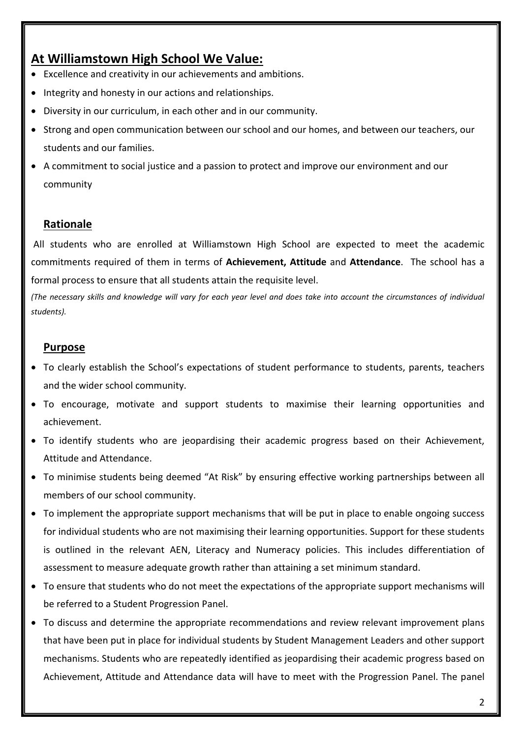## At Williamstown High School We Value:

- Excellence and creativity in our achievements and ambitions.
- Integrity and honesty in our actions and relationships.
- Diversity in our curriculum, in each other and in our community.
- Strong and open communication between our school and our homes, and between our teachers, our students and our families.
- A commitment to social justice and a passion to protect and improve our environment and our community

### Rationale

All students who are enrolled at Williamstown High School are expected to meet the academic commitments required of them in terms of **Achievement, Attitude** and **Attendance**. The school has a formal process to ensure that all students attain the requisite level.

*(The necessary skills and knowledge will vary for each year level and does take into account the circumstances of individual students).*

### Purpose

- To clearly establish the School's expectations of student performance to students, parents, teachers and the wider school community.
- To encourage, motivate and support students to maximise their learning opportunities and achievement.
- To identify students who are jeopardising their academic progress based on their Achievement, Attitude and Attendance.
- To minimise students being deemed "At Risk" by ensuring effective working partnerships between all members of our school community.
- To implement the appropriate support mechanisms that will be put in place to enable ongoing success for individual students who are not maximising their learning opportunities. Support for these students is outlined in the relevant AEN, Literacy and Numeracy policies. This includes differentiation of assessment to measure adequate growth rather than attaining a set minimum standard.
- To ensure that students who do not meet the expectations of the appropriate support mechanisms will be referred to a Student Progression Panel.
- To discuss and determine the appropriate recommendations and review relevant improvement plans that have been put in place for individual students by Student Management Leaders and other support mechanisms. Students who are repeatedly identified as jeopardising their academic progress based on Achievement, Attitude and Attendance data will have to meet with the Progression Panel. The panel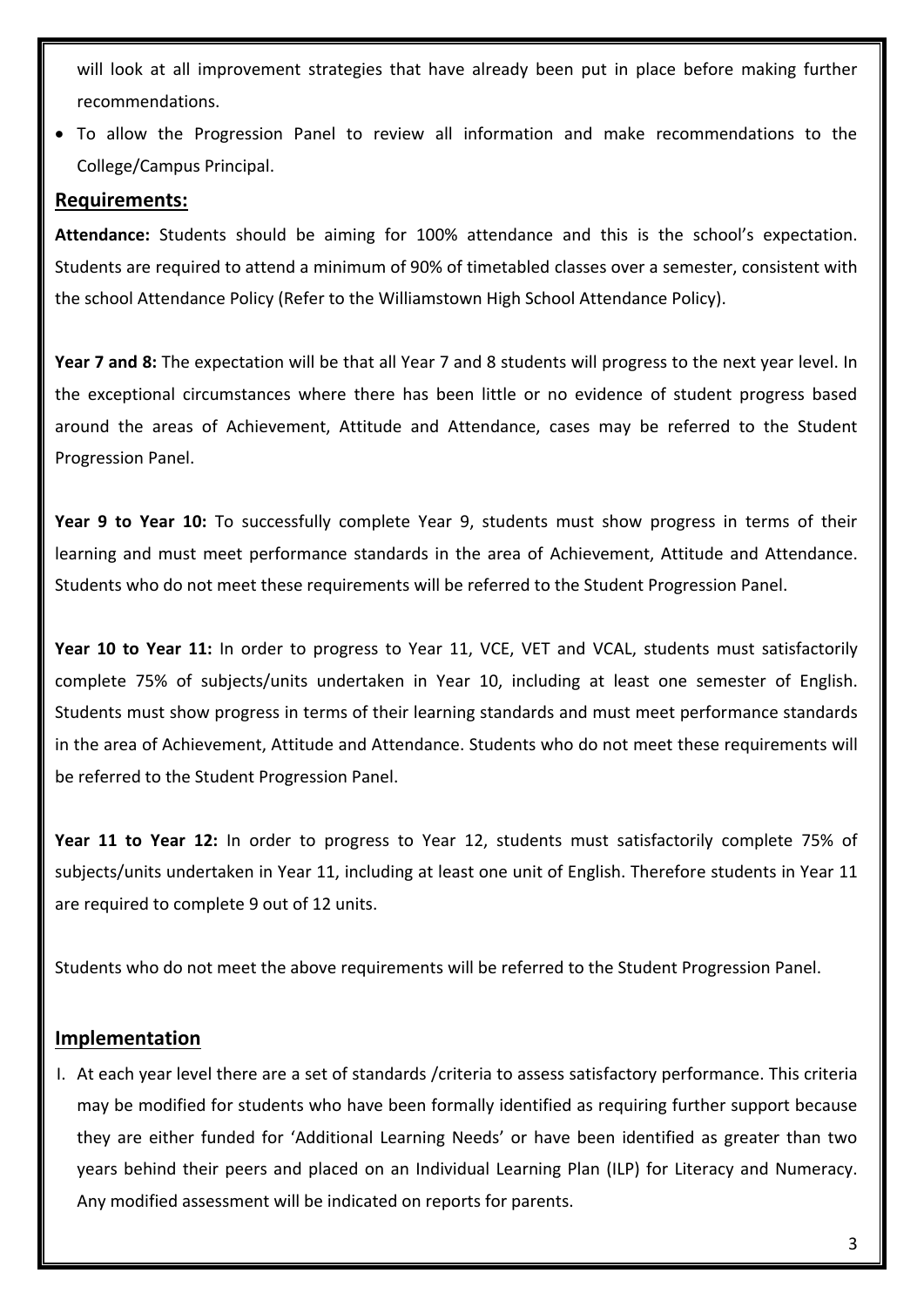will look at all improvement strategies that have already been put in place before making further recommendations.

- To allow the Progression Panel to review all information and make recommendations to the College/Campus Principal.

## Requirements:

**Attendance:** Students should be aiming for 100% attendance and this is the school's expectation. Students are required to attend a minimum of 90% of timetabled classes over a semester, consistent with the school Attendance Policy (Refer to the Williamstown High School Attendance Policy).

**Year 7 and 8:** The expectation will be that all Year 7 and 8 students will progress to the next year level. In the exceptional circumstances where there has been little or no evidence of student progress based around the areas of Achievement, Attitude and Attendance, cases may be referred to the Student Progression Panel.

**Year 9 to Year 10:** To successfully complete Year 9, students must show progress in terms of their learning and must meet performance standards in the area of Achievement, Attitude and Attendance. Students who do not meet these requirements will be referred to the Student Progression Panel.

**Year 10 to Year 11:** In order to progress to Year 11, VCE, VET and VCAL, students must satisfactorily complete 75% of subjects/units undertaken in Year 10, including at least one semester of English. Students must show progress in terms of their learning standards and must meet performance standards in the area of Achievement, Attitude and Attendance. Students who do not meet these requirements will be referred to the Student Progression Panel.

**Year 11 to Year 12:** In order to progress to Year 12, students must satisfactorily complete 75% of subjects/units undertaken in Year 11, including at least one unit of English. Therefore students in Year 11 are required to complete 9 out of 12 units.

Students who do not meet the above requirements will be referred to the Student Progression Panel.

## Implementation

I. At each year level there are a set of standards /criteria to assess satisfactory performance. This criteria may be modified for students who have been formally identified as requiring further support because they are either funded for 'Additional Learning Needs' or have been identified as greater than two years behind their peers and placed on an Individual Learning Plan (ILP) for Literacy and Numeracy. Any modified assessment will be indicated on reports for parents.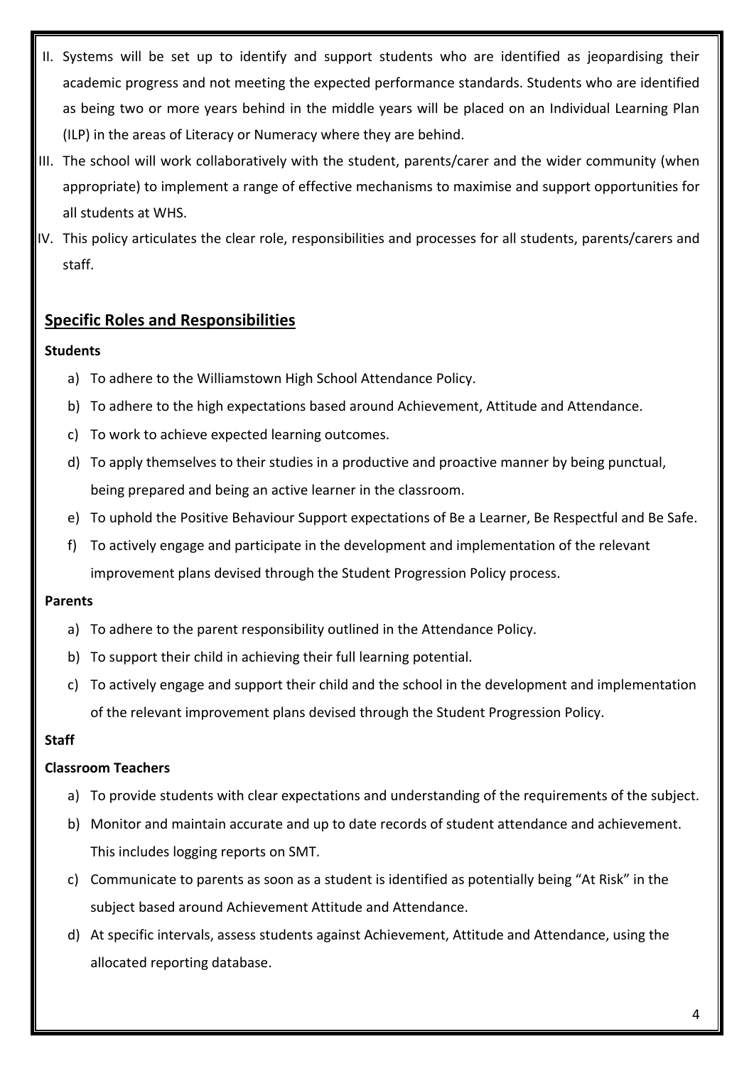II. Systems will be set up to identify and support students who are identified as jeopardising their academic progress and not meeting the expected performance standards. Students who are identified as being two or more years behind in the middle years will be placed on an Individual Learning Plan (ILP) in the areas of Literacy or Numeracy where they are behind.
III. The school will work collaboratively with the student, parents/carer and the wider community (when appropriate) to implement a range of effective mechanisms to maximise and support opportunities for all students at WHS.
IV. This policy articulates the clear role, responsibilities and processes for all students, parents/carers and staff.

## Specific Roles and Responsibilities

**Students**

a) To adhere to the Williamstown High School Attendance Policy.
b) To adhere to the high expectations based around Achievement, Attitude and Attendance.
c) To work to achieve expected learning outcomes.
d) To apply themselves to their studies in a productive and proactive manner by being punctual, being prepared and being an active learner in the classroom.
e) To uphold the Positive Behaviour Support expectations of Be a Learner, Be Respectful and Be Safe.
f) To actively engage and participate in the development and implementation of the relevant improvement plans devised through the Student Progression Policy process.

**Parents**

a) To adhere to the parent responsibility outlined in the Attendance Policy.
b) To support their child in achieving their full learning potential.
c) To actively engage and support their child and the school in the development and implementation of the relevant improvement plans devised through the Student Progression Policy.

**Staff**

**Classroom Teachers**

a) To provide students with clear expectations and understanding of the requirements of the subject.
b) Monitor and maintain accurate and up to date records of student attendance and achievement. This includes logging reports on SMT.
c) Communicate to parents as soon as a student is identified as potentially being "At Risk" in the subject based around Achievement Attitude and Attendance.
d) At specific intervals, assess students against Achievement, Attitude and Attendance, using the allocated reporting database.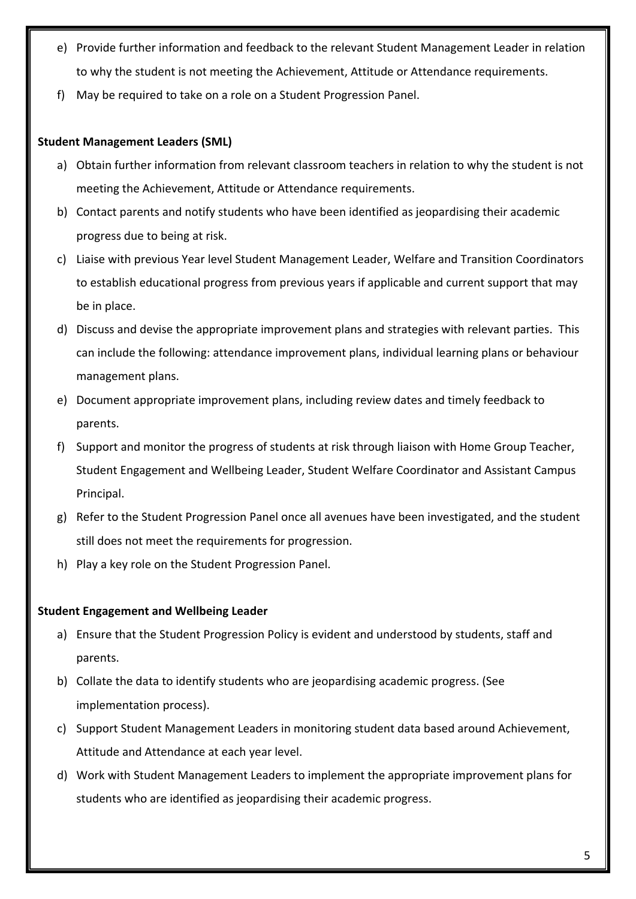e) Provide further information and feedback to the relevant Student Management Leader in relation to why the student is not meeting the Achievement, Attitude or Attendance requirements.
f) May be required to take on a role on a Student Progression Panel.

**Student Management Leaders (SML)**

a) Obtain further information from relevant classroom teachers in relation to why the student is not meeting the Achievement, Attitude or Attendance requirements.
b) Contact parents and notify students who have been identified as jeopardising their academic progress due to being at risk.
c) Liaise with previous Year level Student Management Leader, Welfare and Transition Coordinators to establish educational progress from previous years if applicable and current support that may be in place.
d) Discuss and devise the appropriate improvement plans and strategies with relevant parties. This can include the following: attendance improvement plans, individual learning plans or behaviour management plans.
e) Document appropriate improvement plans, including review dates and timely feedback to parents.
f) Support and monitor the progress of students at risk through liaison with Home Group Teacher, Student Engagement and Wellbeing Leader, Student Welfare Coordinator and Assistant Campus Principal.
g) Refer to the Student Progression Panel once all avenues have been investigated, and the student still does not meet the requirements for progression.
h) Play a key role on the Student Progression Panel.

**Student Engagement and Wellbeing Leader**

a) Ensure that the Student Progression Policy is evident and understood by students, staff and parents.
b) Collate the data to identify students who are jeopardising academic progress. (See implementation process).
c) Support Student Management Leaders in monitoring student data based around Achievement, Attitude and Attendance at each year level.
d) Work with Student Management Leaders to implement the appropriate improvement plans for students who are identified as jeopardising their academic progress.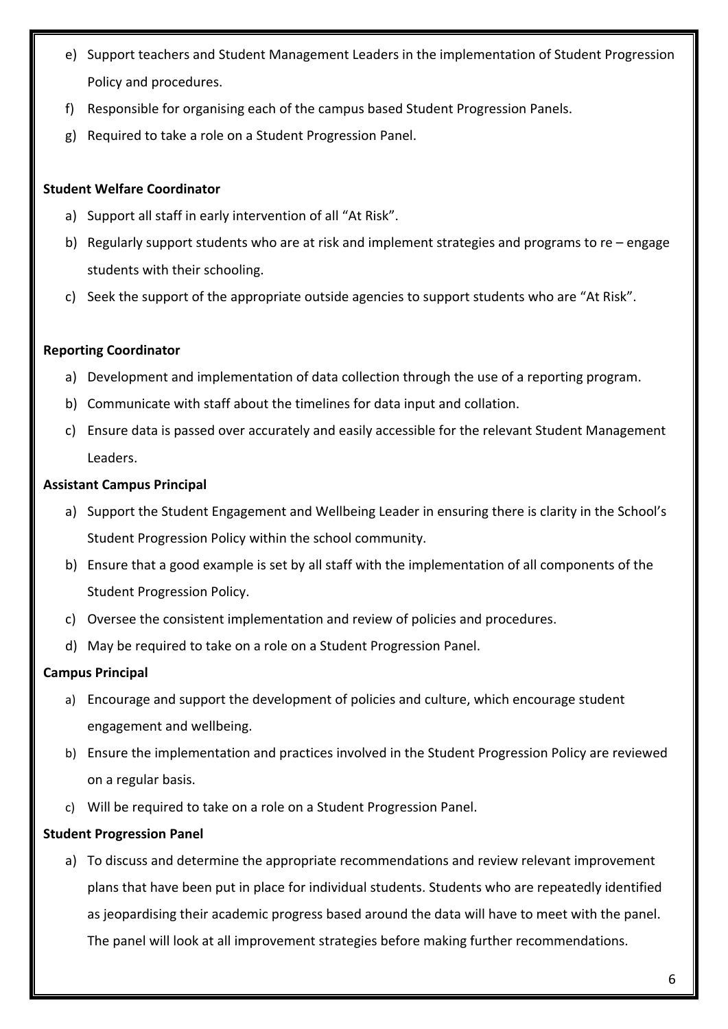e) Support teachers and Student Management Leaders in the implementation of Student Progression Policy and procedures.
f) Responsible for organising each of the campus based Student Progression Panels.
g) Required to take a role on a Student Progression Panel.

**Student Welfare Coordinator**

a) Support all staff in early intervention of all "At Risk".
b) Regularly support students who are at risk and implement strategies and programs to re – engage students with their schooling.
c) Seek the support of the appropriate outside agencies to support students who are "At Risk".

**Reporting Coordinator**

a) Development and implementation of data collection through the use of a reporting program.
b) Communicate with staff about the timelines for data input and collation.
c) Ensure data is passed over accurately and easily accessible for the relevant Student Management Leaders.

**Assistant Campus Principal**

a) Support the Student Engagement and Wellbeing Leader in ensuring there is clarity in the School's Student Progression Policy within the school community.
b) Ensure that a good example is set by all staff with the implementation of all components of the Student Progression Policy.
c) Oversee the consistent implementation and review of policies and procedures.
d) May be required to take on a role on a Student Progression Panel.

**Campus Principal**

a) Encourage and support the development of policies and culture, which encourage student engagement and wellbeing.
b) Ensure the implementation and practices involved in the Student Progression Policy are reviewed on a regular basis.
c) Will be required to take on a role on a Student Progression Panel.

**Student Progression Panel**

a) To discuss and determine the appropriate recommendations and review relevant improvement plans that have been put in place for individual students. Students who are repeatedly identified as jeopardising their academic progress based around the data will have to meet with the panel. The panel will look at all improvement strategies before making further recommendations.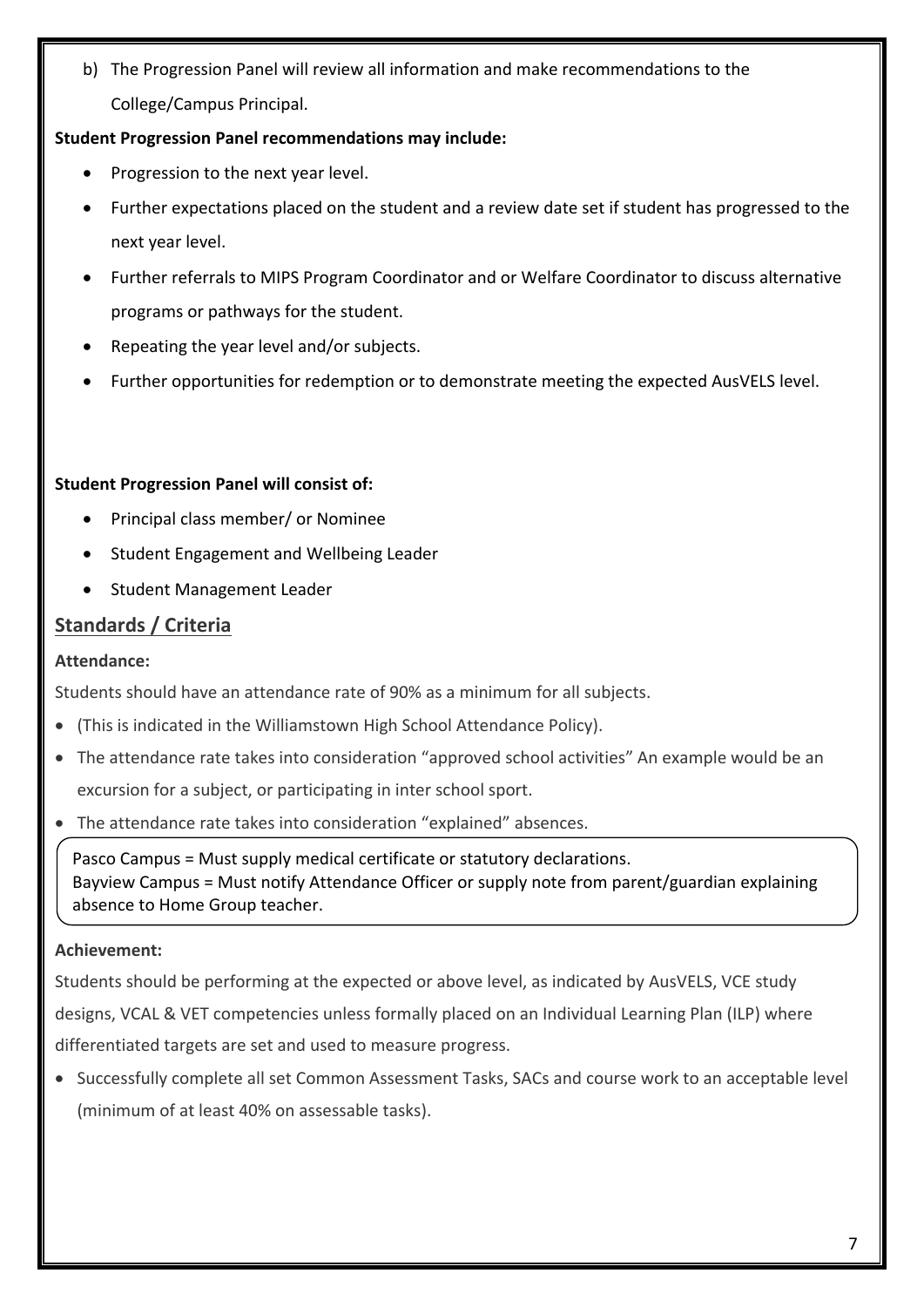b) The Progression Panel will review all information and make recommendations to the College/Campus Principal.

**Student Progression Panel recommendations may include:**

- Progression to the next year level.
- Further expectations placed on the student and a review date set if student has progressed to the next year level.
- Further referrals to MIPS Program Coordinator and or Welfare Coordinator to discuss alternative programs or pathways for the student.
- Repeating the year level and/or subjects.
- Further opportunities for redemption or to demonstrate meeting the expected AusVELS level.

**Student Progression Panel will consist of:**

- Principal class member/ or Nominee
- Student Engagement and Wellbeing Leader
- Student Management Leader

## Standards / Criteria

**Attendance:**

Students should have an attendance rate of 90% as a minimum for all subjects.

- (This is indicated in the Williamstown High School Attendance Policy).
- The attendance rate takes into consideration "approved school activities" An example would be an excursion for a subject, or participating in inter school sport.
- The attendance rate takes into consideration "explained" absences.

Pasco Campus = Must supply medical certificate or statutory declarations.
Bayview Campus = Must notify Attendance Officer or supply note from parent/guardian explaining absence to Home Group teacher.

**Achievement:**

Students should be performing at the expected or above level, as indicated by AusVELS, VCE study designs, VCAL & VET competencies unless formally placed on an Individual Learning Plan (ILP) where differentiated targets are set and used to measure progress.

- Successfully complete all set Common Assessment Tasks, SACs and course work to an acceptable level (minimum of at least 40% on assessable tasks).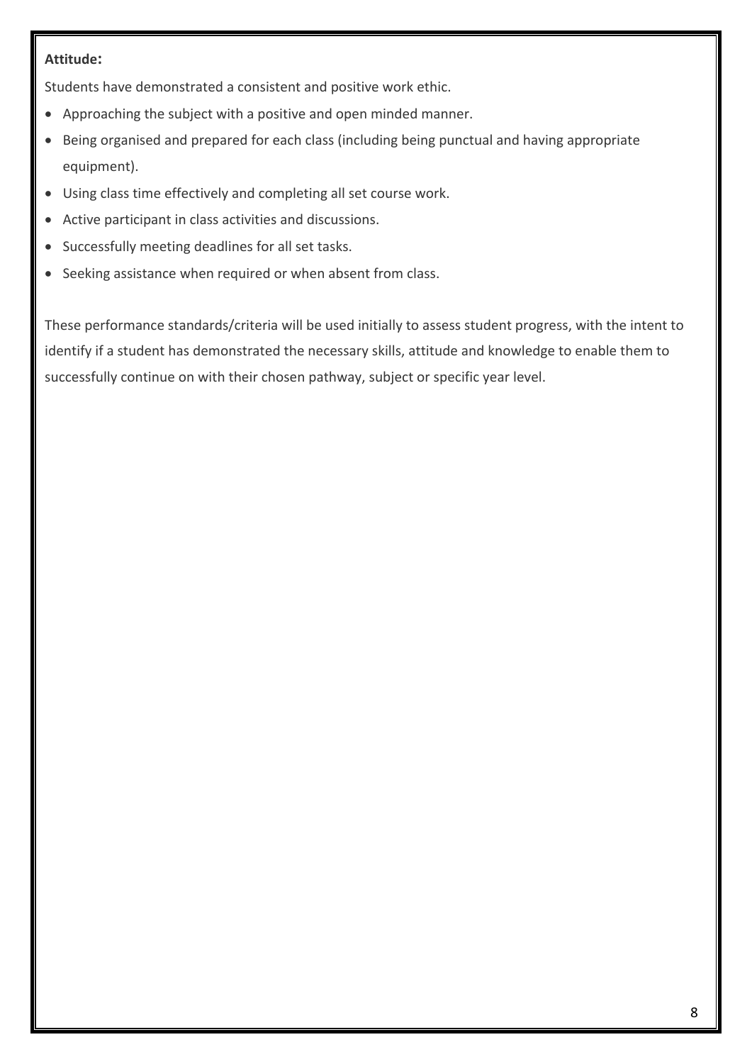**Attitude:**

Students have demonstrated a consistent and positive work ethic.

- Approaching the subject with a positive and open minded manner.
- Being organised and prepared for each class (including being punctual and having appropriate equipment).
- Using class time effectively and completing all set course work.
- Active participant in class activities and discussions.
- Successfully meeting deadlines for all set tasks.
- Seeking assistance when required or when absent from class.

These performance standards/criteria will be used initially to assess student progress, with the intent to identify if a student has demonstrated the necessary skills, attitude and knowledge to enable them to successfully continue on with their chosen pathway, subject or specific year level.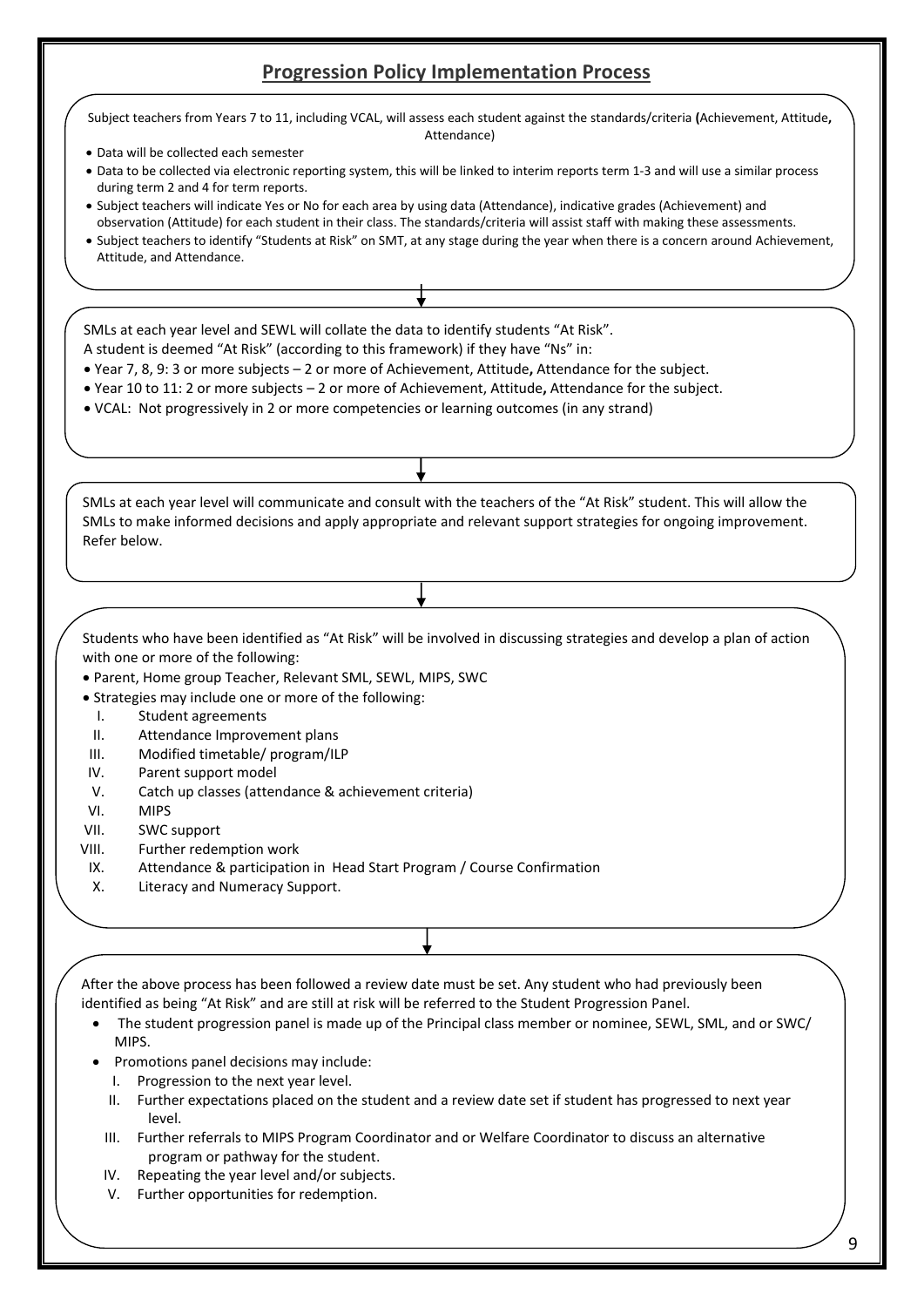## Progression Policy Implementation Process

Subject teachers from Years 7 to 11, including VCAL, will assess each student against the standards/criteria **(**Achievement, Attitude**,** Attendance)

- Data will be collected each semester
- Data to be collected via electronic reporting system, this will be linked to interim reports term 1-3 and will use a similar process during term 2 and 4 for term reports.
- Subject teachers will indicate Yes or No for each area by using data (Attendance), indicative grades (Achievement) and observation (Attitude) for each student in their class. The standards/criteria will assist staff with making these assessments.
- Subject teachers to identify "Students at Risk" on SMT, at any stage during the year when there is a concern around Achievement, Attitude, and Attendance.

↓

SMLs at each year level and SEWL will collate the data to identify students "At Risk".

A student is deemed "At Risk" (according to this framework) if they have "Ns" in:

- Year 7, 8, 9: 3 or more subjects – 2 or more of Achievement, Attitude**,** Attendance for the subject.
- Year 10 to 11: 2 or more subjects – 2 or more of Achievement, Attitude**,** Attendance for the subject.
- VCAL: Not progressively in 2 or more competencies or learning outcomes (in any strand)

↓

SMLs at each year level will communicate and consult with the teachers of the "At Risk" student. This will allow the SMLs to make informed decisions and apply appropriate and relevant support strategies for ongoing improvement. Refer below.

↓

Students who have been identified as "At Risk" will be involved in discussing strategies and develop a plan of action with one or more of the following:

- Parent, Home group Teacher, Relevant SML, SEWL, MIPS, SWC
- Strategies may include one or more of the following:
  - I. Student agreements
  - II. Attendance Improvement plans
  - III. Modified timetable/ program/ILP
  - IV. Parent support model
  - V. Catch up classes (attendance & achievement criteria)
  - VI. MIPS
  - VII. SWC support
  - VIII. Further redemption work
  - IX. Attendance & participation in Head Start Program / Course Confirmation
  - X. Literacy and Numeracy Support.

↓

After the above process has been followed a review date must be set. Any student who had previously been identified as being "At Risk" and are still at risk will be referred to the Student Progression Panel.

- The student progression panel is made up of the Principal class member or nominee, SEWL, SML, and or SWC/ MIPS.
- Promotions panel decisions may include:
  - I. Progression to the next year level.
  - II. Further expectations placed on the student and a review date set if student has progressed to next year level.
  - III. Further referrals to MIPS Program Coordinator and or Welfare Coordinator to discuss an alternative program or pathway for the student.
  - IV. Repeating the year level and/or subjects.
  - V. Further opportunities for redemption.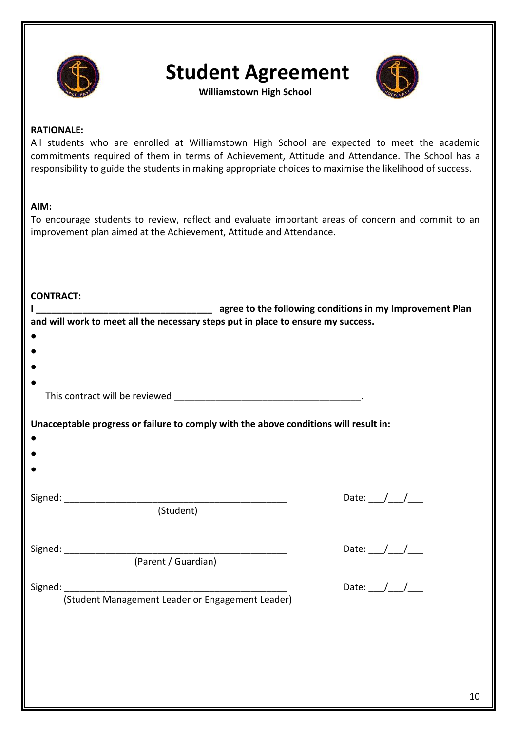# Student Agreement

**Williamstown High School**

**RATIONALE:**

All students who are enrolled at Williamstown High School are expected to meet the academic commitments required of them in terms of Achievement, Attitude and Attendance. The School has a responsibility to guide the students in making appropriate choices to maximise the likelihood of success.

**AIM:**

To encourage students to review, reflect and evaluate important areas of concern and commit to an improvement plan aimed at the Achievement, Attitude and Attendance.

**CONTRACT:**

**I ________________________________ agree to the following conditions in my Improvement Plan and will work to meet all the necessary steps put in place to ensure my success.**

- 
- 
- 
- 

This contract will be reviewed ___________________________________.

**Unacceptable progress or failure to comply with the above conditions will result in:**

- 
- 
- 

Signed: ___________________________________________ Date: ___/___/___
(Student)

Signed: ___________________________________________ Date: ___/___/___
(Parent / Guardian)

Signed: ___________________________________________ Date: ___/___/___
(Student Management Leader or Engagement Leader)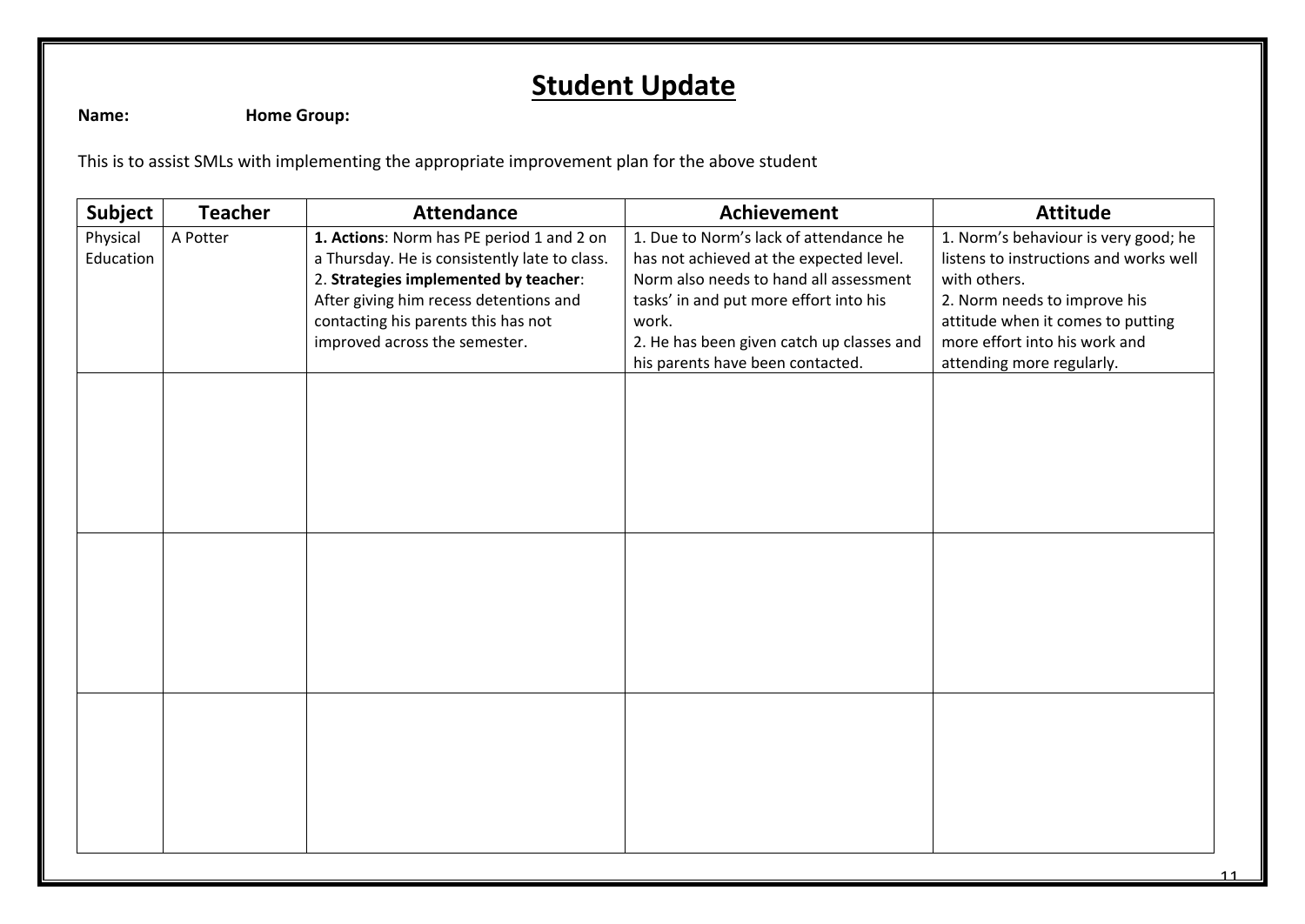# Student Update

**Name:** **Home Group:**

This is to assist SMLs with implementing the appropriate improvement plan for the above student

| Subject | Teacher | Attendance | Achievement | Attitude |
|---|---|---|---|---|
| Physical Education | A Potter | **1. Actions**: Norm has PE period 1 and 2 on a Thursday. He is consistently late to class.<br>2. **Strategies implemented by teacher**: After giving him recess detentions and contacting his parents this has not improved across the semester. | 1. Due to Norm's lack of attendance he has not achieved at the expected level. Norm also needs to hand all assessment tasks' in and put more effort into his work.<br>2. He has been given catch up classes and his parents have been contacted. | 1. Norm's behaviour is very good; he listens to instructions and works well with others.<br>2. Norm needs to improve his attitude when it comes to putting more effort into his work and attending more regularly. |
| | | | | |
| | | | | |
| | | | | |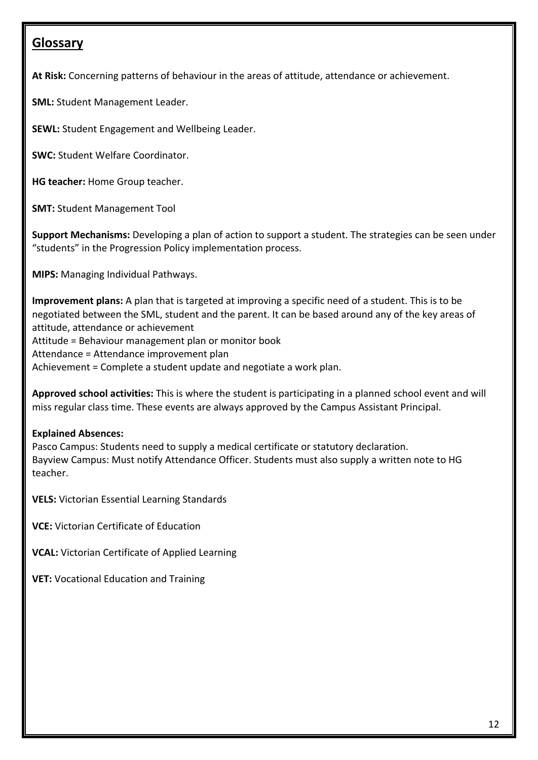## Glossary

**At Risk:** Concerning patterns of behaviour in the areas of attitude, attendance or achievement.

**SML:** Student Management Leader.

**SEWL:** Student Engagement and Wellbeing Leader.

**SWC:** Student Welfare Coordinator.

**HG teacher:** Home Group teacher.

**SMT:** Student Management Tool

**Support Mechanisms:** Developing a plan of action to support a student. The strategies can be seen under "students" in the Progression Policy implementation process.

**MIPS:** Managing Individual Pathways.

**Improvement plans:** A plan that is targeted at improving a specific need of a student. This is to be negotiated between the SML, student and the parent. It can be based around any of the key areas of attitude, attendance or achievement
Attitude = Behaviour management plan or monitor book
Attendance = Attendance improvement plan
Achievement = Complete a student update and negotiate a work plan.

**Approved school activities:** This is where the student is participating in a planned school event and will miss regular class time. These events are always approved by the Campus Assistant Principal.

**Explained Absences:**
Pasco Campus: Students need to supply a medical certificate or statutory declaration.
Bayview Campus: Must notify Attendance Officer. Students must also supply a written note to HG teacher.

**VELS:** Victorian Essential Learning Standards

**VCE:** Victorian Certificate of Education

**VCAL:** Victorian Certificate of Applied Learning

**VET:** Vocational Education and Training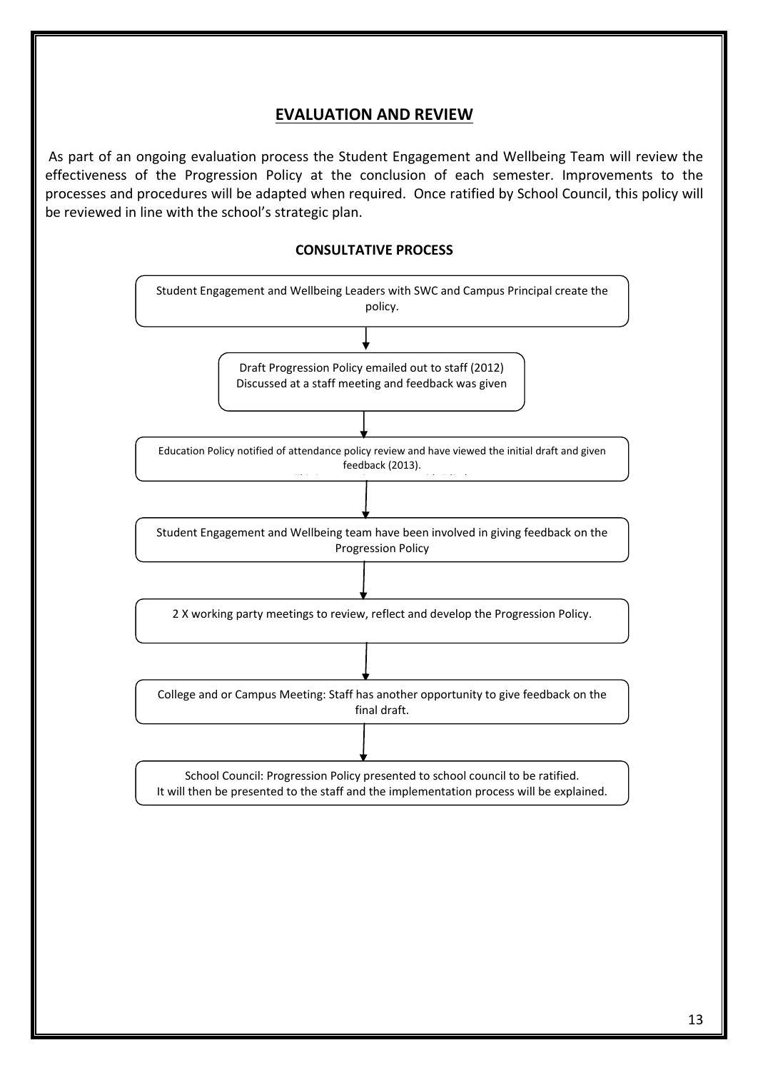## EVALUATION AND REVIEW

As part of an ongoing evaluation process the Student Engagement and Wellbeing Team will review the effectiveness of the Progression Policy at the conclusion of each semester. Improvements to the processes and procedures will be adapted when required. Once ratified by School Council, this policy will be reviewed in line with the school's strategic plan.

**CONSULTATIVE PROCESS**

Student Engagement and Wellbeing Leaders with SWC and Campus Principal create the policy.

↓

Draft Progression Policy emailed out to staff (2012)
Discussed at a staff meeting and feedback was given

↓

Education Policy notified of attendance policy review and have viewed the initial draft and given feedback (2013).

↓

Student Engagement and Wellbeing team have been involved in giving feedback on the Progression Policy

↓

2 X working party meetings to review, reflect and develop the Progression Policy.

↓

College and or Campus Meeting: Staff has another opportunity to give feedback on the final draft.

↓

School Council: Progression Policy presented to school council to be ratified.
It will then be presented to the staff and the implementation process will be explained.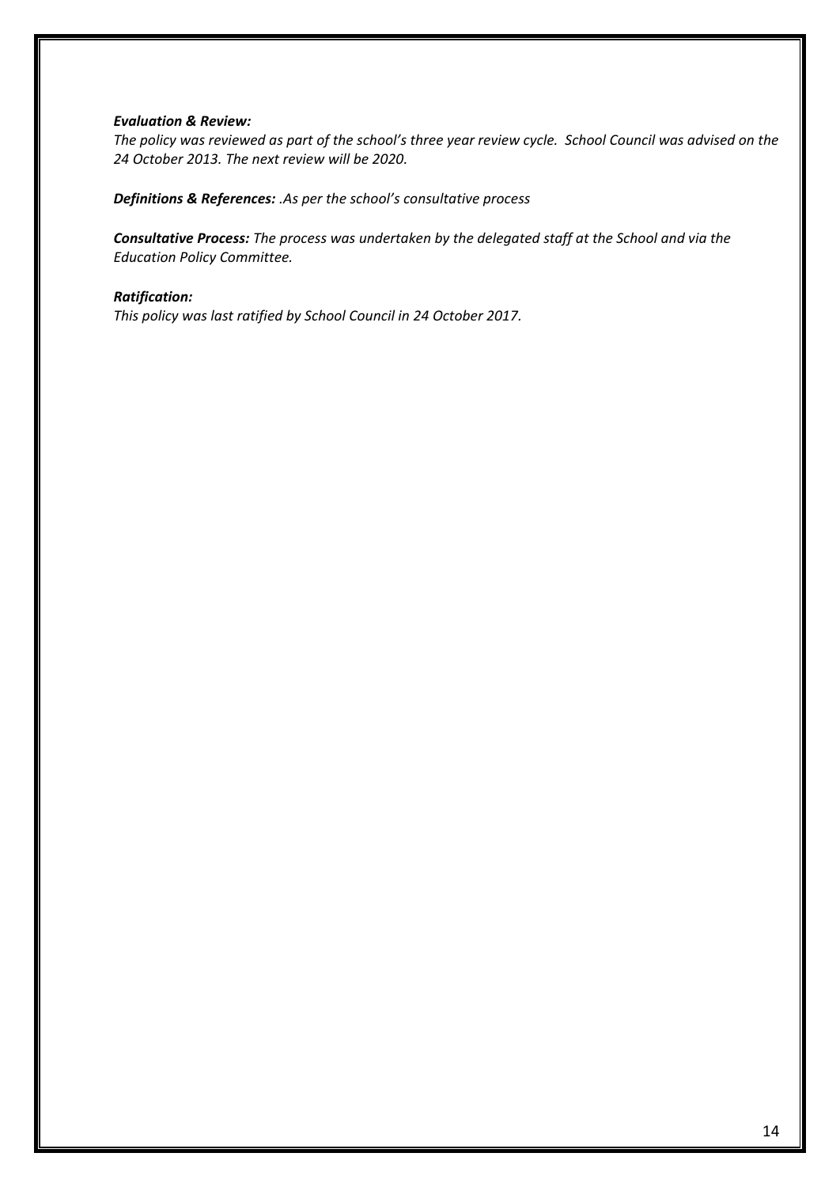***Evaluation & Review:***
*The policy was reviewed as part of the school's three year review cycle. School Council was advised on the 24 October 2013. The next review will be 2020.*

***Definitions & References:*** *.As per the school's consultative process*

***Consultative Process:*** *The process was undertaken by the delegated staff at the School and via the Education Policy Committee.*

***Ratification:***
*This policy was last ratified by School Council in 24 October 2017.*